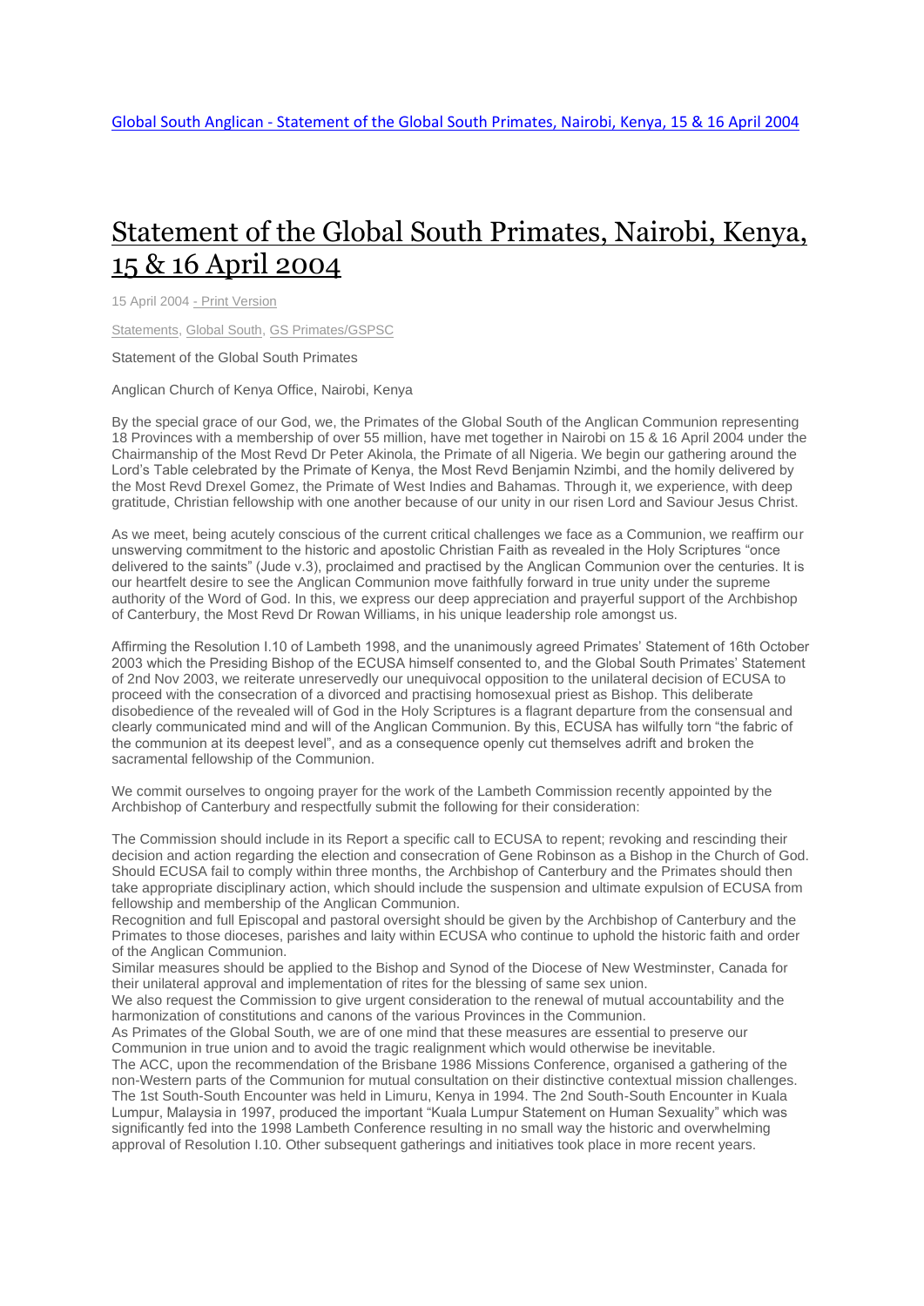[Global South Anglican - Statement of the Global South Primates, Nairobi, Kenya, 15 & 16 April 2004]

# Statement of the Global South Primates, Nairobi, Kenya, 15 & 16 April 2004

15 April 2004 - Print Version

Statements, Global South, GS Primates/GSPSC

Statement of the Global South Primates

Anglican Church of Kenya Office, Nairobi, Kenya

By the special grace of our God, we, the Primates of the Global South of the Anglican Communion representing 18 Provinces with a membership of over 55 million, have met together in Nairobi on 15 & 16 April 2004 under the Chairmanship of the Most Revd Dr Peter Akinola, the Primate of all Nigeria. We begin our gathering around the Lord's Table celebrated by the Primate of Kenya, the Most Revd Benjamin Nzimbi, and the homily delivered by the Most Revd Drexel Gomez, the Primate of West Indies and Bahamas. Through it, we experience, with deep gratitude, Christian fellowship with one another because of our unity in our risen Lord and Saviour Jesus Christ.

As we meet, being acutely conscious of the current critical challenges we face as a Communion, we reaffirm our unswerving commitment to the historic and apostolic Christian Faith as revealed in the Holy Scriptures "once delivered to the saints" (Jude v.3), proclaimed and practised by the Anglican Communion over the centuries. It is our heartfelt desire to see the Anglican Communion move faithfully forward in true unity under the supreme authority of the Word of God. In this, we express our deep appreciation and prayerful support of the Archbishop of Canterbury, the Most Revd Dr Rowan Williams, in his unique leadership role amongst us.

Affirming the Resolution I.10 of Lambeth 1998, and the unanimously agreed Primates' Statement of 16th October 2003 which the Presiding Bishop of the ECUSA himself consented to, and the Global South Primates' Statement of 2nd Nov 2003, we reiterate unreservedly our unequivocal opposition to the unilateral decision of ECUSA to proceed with the consecration of a divorced and practising homosexual priest as Bishop. This deliberate disobedience of the revealed will of God in the Holy Scriptures is a flagrant departure from the consensual and clearly communicated mind and will of the Anglican Communion. By this, ECUSA has wilfully torn "the fabric of the communion at its deepest level", and as a consequence openly cut themselves adrift and broken the sacramental fellowship of the Communion.

We commit ourselves to ongoing prayer for the work of the Lambeth Commission recently appointed by the Archbishop of Canterbury and respectfully submit the following for their consideration:

The Commission should include in its Report a specific call to ECUSA to repent; revoking and rescinding their decision and action regarding the election and consecration of Gene Robinson as a Bishop in the Church of God. Should ECUSA fail to comply within three months, the Archbishop of Canterbury and the Primates should then take appropriate disciplinary action, which should include the suspension and ultimate expulsion of ECUSA from fellowship and membership of the Anglican Communion.
Recognition and full Episcopal and pastoral oversight should be given by the Archbishop of Canterbury and the Primates to those dioceses, parishes and laity within ECUSA who continue to uphold the historic faith and order of the Anglican Communion.
Similar measures should be applied to the Bishop and Synod of the Diocese of New Westminster, Canada for their unilateral approval and implementation of rites for the blessing of same sex union.
We also request the Commission to give urgent consideration to the renewal of mutual accountability and the harmonization of constitutions and canons of the various Provinces in the Communion.
As Primates of the Global South, we are of one mind that these measures are essential to preserve our Communion in true union and to avoid the tragic realignment which would otherwise be inevitable.
The ACC, upon the recommendation of the Brisbane 1986 Missions Conference, organised a gathering of the non-Western parts of the Communion for mutual consultation on their distinctive contextual mission challenges. The 1st South-South Encounter was held in Limuru, Kenya in 1994. The 2nd South-South Encounter in Kuala Lumpur, Malaysia in 1997, produced the important "Kuala Lumpur Statement on Human Sexuality" which was significantly fed into the 1998 Lambeth Conference resulting in no small way the historic and overwhelming approval of Resolution I.10. Other subsequent gatherings and initiatives took place in more recent years.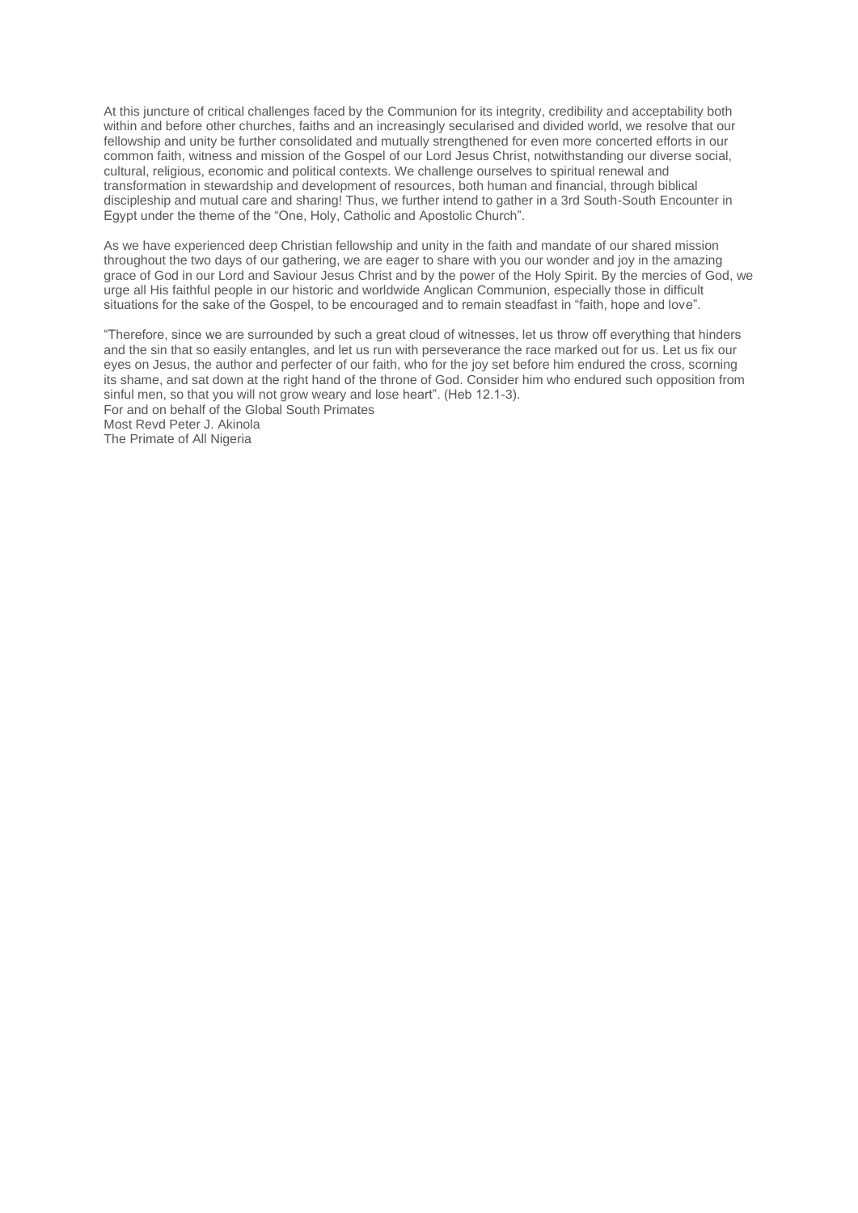At this juncture of critical challenges faced by the Communion for its integrity, credibility and acceptability both within and before other churches, faiths and an increasingly secularised and divided world, we resolve that our fellowship and unity be further consolidated and mutually strengthened for even more concerted efforts in our common faith, witness and mission of the Gospel of our Lord Jesus Christ, notwithstanding our diverse social, cultural, religious, economic and political contexts. We challenge ourselves to spiritual renewal and transformation in stewardship and development of resources, both human and financial, through biblical discipleship and mutual care and sharing! Thus, we further intend to gather in a 3rd South-South Encounter in Egypt under the theme of the "One, Holy, Catholic and Apostolic Church".

As we have experienced deep Christian fellowship and unity in the faith and mandate of our shared mission throughout the two days of our gathering, we are eager to share with you our wonder and joy in the amazing grace of God in our Lord and Saviour Jesus Christ and by the power of the Holy Spirit. By the mercies of God, we urge all His faithful people in our historic and worldwide Anglican Communion, especially those in difficult situations for the sake of the Gospel, to be encouraged and to remain steadfast in "faith, hope and love".

"Therefore, since we are surrounded by such a great cloud of witnesses, let us throw off everything that hinders and the sin that so easily entangles, and let us run with perseverance the race marked out for us. Let us fix our eyes on Jesus, the author and perfecter of our faith, who for the joy set before him endured the cross, scorning its shame, and sat down at the right hand of the throne of God. Consider him who endured such opposition from sinful men, so that you will not grow weary and lose heart". (Heb 12.1-3).

For and on behalf of the Global South Primates
Most Revd Peter J. Akinola
The Primate of All Nigeria